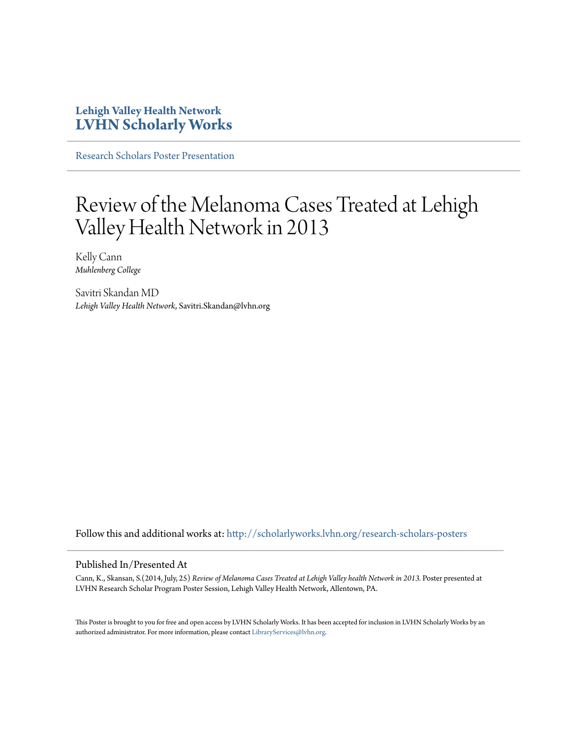**Lehigh Valley Health Network**
**LVHN Scholarly Works**

Research Scholars Poster Presentation

# Review of the Melanoma Cases Treated at Lehigh Valley Health Network in 2013

Kelly Cann
*Muhlenberg College*

Savitri Skandan MD
*Lehigh Valley Health Network*, Savitri.Skandan@lvhn.org

Follow this and additional works at: http://scholarlyworks.lvhn.org/research-scholars-posters

## Published In/Presented At

Cann, K., Skansan, S.(2014, July, 25) *Review of Melanoma Cases Treated at Lehigh Valley health Network in 2013.* Poster presented at LVHN Research Scholar Program Poster Session, Lehigh Valley Health Network, Allentown, PA.

This Poster is brought to you for free and open access by LVHN Scholarly Works. It has been accepted for inclusion in LVHN Scholarly Works by an authorized administrator. For more information, please contact LibraryServices@lvhn.org.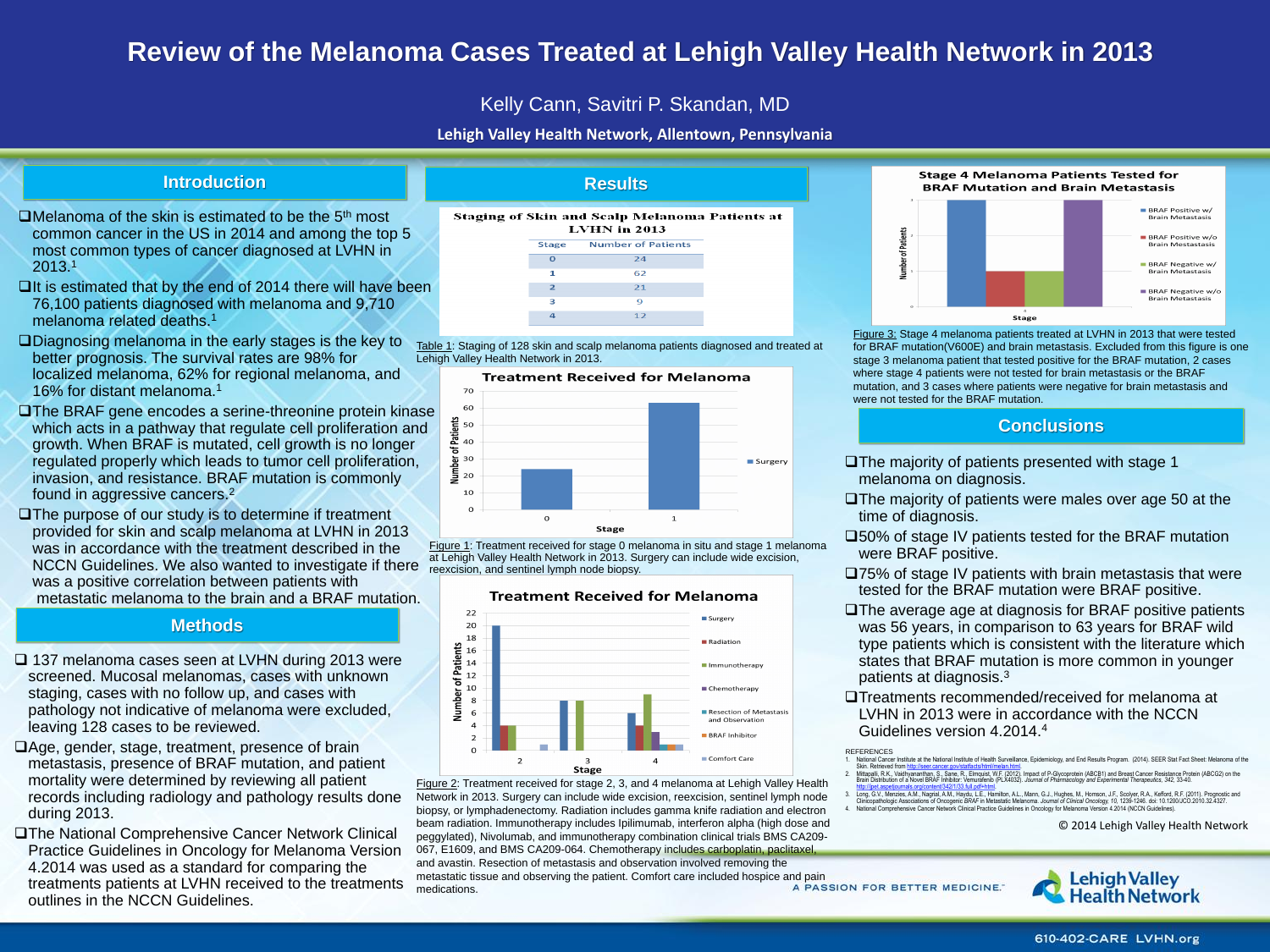# Review of the Melanoma Cases Treated at Lehigh Valley Health Network in 2013

Kelly Cann, Savitri P. Skandan, MD

**Lehigh Valley Health Network, Allentown, Pennsylvania**

## Introduction

- Melanoma of the skin is estimated to be the 5th most common cancer in the US in 2014 and among the top 5 most common types of cancer diagnosed at LVHN in 2013.[1]
- It is estimated that by the end of 2014 there will have been 76,100 patients diagnosed with melanoma and 9,710 melanoma related deaths.[1]
- Diagnosing melanoma in the early stages is the key to better prognosis. The survival rates are 98% for localized melanoma, 62% for regional melanoma, and 16% for distant melanoma.[1]
- The BRAF gene encodes a serine-threonine protein kinase which acts in a pathway that regulate cell proliferation and growth. When BRAF is mutated, cell growth is no longer regulated properly which leads to tumor cell proliferation, invasion, and resistance. BRAF mutation is commonly found in aggressive cancers.[2]
- The purpose of our study is to determine if treatment provided for skin and scalp melanoma at LVHN in 2013 was in accordance with the treatment described in the NCCN Guidelines. We also wanted to investigate if there was a positive correlation between patients with metastatic melanoma to the brain and a BRAF mutation.

## Methods

- 137 melanoma cases seen at LVHN during 2013 were screened. Mucosal melanomas, cases with unknown staging, cases with no follow up, and cases with pathology not indicative of melanoma were excluded, leaving 128 cases to be reviewed.
- Age, gender, stage, treatment, presence of brain metastasis, presence of BRAF mutation, and patient mortality were determined by reviewing all patient records including radiology and pathology results done during 2013.
- The National Comprehensive Cancer Network Clinical Practice Guidelines in Oncology for Melanoma Version 4.2014 was used as a standard for comparing the treatments patients at LVHN received to the treatments outlines in the NCCN Guidelines.

## Results

**Staging of Skin and Scalp Melanoma Patients at LVHN in 2013**

| Stage | Number of Patients |
|---|---|
| 0 | 24 |
| 1 | 62 |
| 2 | 21 |
| 3 | 9 |
| 4 | 12 |

Table 1: Staging of 128 skin and scalp melanoma patients diagnosed and treated at Lehigh Valley Health Network in 2013.

**Treatment Received for Melanoma**

Number of Patients: 0, 10, 20, 30, 40, 50, 60, 70

Stage: 0, 1

Surgery

Figure 1: Treatment received for stage 0 melanoma in situ and stage 1 melanoma at Lehigh Valley Health Network in 2013. Surgery can include wide excision, reexcision, and sentinel lymph node biopsy.

**Treatment Received for Melanoma**

Number of Patients: 0, 2, 4, 6, 8, 10, 12, 14, 16, 18, 20, 22

Stage: 2, 3, 4

Surgery, Radiation, Immunotherapy, Chemotherapy, Resection of Metastasis and Observation, BRAF Inhibitor, Comfort Care

Figure 2: Treatment received for stage 2, 3, and 4 melanoma at Lehigh Valley Health Network in 2013. Surgery can include wide excision, reexcision, sentinel lymph node biopsy, or lymphadenectomy. Radiation includes gamma knife radiation and electron beam radiation. Immunotherapy includes Ipilimumab, interferon alpha (high dose and peggylated), Nivolumab, and immunotherapy combination clinical trials BMS CA209-067, E1609, and BMS CA209-064. Chemotherapy includes carboplatin, paclitaxel, and avastin. Resection of metastasis and observation involved removing the metastatic tissue and observing the patient. Comfort care included hospice and pain medications.

**Stage 4 Melanoma Patients Tested for BRAF Mutation and Brain Metastasis**

Number of Patients: 0, 1, 2, 3

Stage: 4

BRAF Positive w/ Brain Metastasis, BRAF Positive w/o Brain Metastasis, BRAF Negative w/ Brain Metastasis, BRAF Negative w/o Brain Metastasis

Figure 3: Stage 4 melanoma patients treated at LVHN in 2013 that were tested for BRAF mutation(V600E) and brain metastasis. Excluded from this figure is one stage 3 melanoma patient that tested positive for the BRAF mutation, 2 cases where stage 4 patients were not tested for brain metastasis or the BRAF mutation, and 3 cases where patients were negative for brain metastasis and were not tested for the BRAF mutation.

## Conclusions

- The majority of patients presented with stage 1 melanoma on diagnosis.
- The majority of patients were males over age 50 at the time of diagnosis.
- 50% of stage IV patients tested for the BRAF mutation were BRAF positive.
- 75% of stage IV patients with brain metastasis that were tested for the BRAF mutation were BRAF positive.
- The average age at diagnosis for BRAF positive patients was 56 years, in comparison to 63 years for BRAF wild type patients which is consistent with the literature which states that BRAF mutation is more common in younger patients at diagnosis.[3]
- Treatments recommended/received for melanoma at LVHN in 2013 were in accordance with the NCCN Guidelines version 4.2014.[4]

REFERENCES

1. National Cancer Institute at the National Institute of Health Surveillance, Epidemiology, and End Results Program. (2014). SEER Stat Fact Sheet: Melanoma of the Skin. Retrieved from http://seer.cancer.gov/statfacts/html/melan.html.
2. Mittapalli, R.K., Vaidhyanathan, S., Sane, R., Elmquist, W.F. (2012). Impact of P-Glycoprotein (ABCB1) and Breast Cancer Resistance Protein (ABCG2) on the Brain Distribution of a Novel BRAF Inhibitor: Vemurafenib (PLX4032). *Journal of Pharmacology and Experimental Therapeutics, 342*, 33-40. http://jpet.aspetjournals.org/content/342/1/33.full.pdf+html.
3. Long, G.V., Menzies, A.M., Nagrial, A.M., Haydu, L.E., Hamilton, A.L., Mann, G.J., Hughes, M., Hornson, J.F., Scolyer, R.A., Kefford, R.F. (2011). Prognostic and Clinicopathologic Associations of Oncogenic BRAF in Metastatic Melanoma. *Journal of Clinical Oncology, 10*, 1239-1246. doi: 10.1200/JCO.2010.32.4327.
4. National Comprehensive Cancer Network Clinical Practice Guidelines in Oncology for Melanoma Version 4.2014 (NCCN Guidelines).

© 2014 Lehigh Valley Health Network

A PASSION FOR BETTER MEDICINE.™

Lehigh Valley Health Network

610-402-CARE LVHN.org